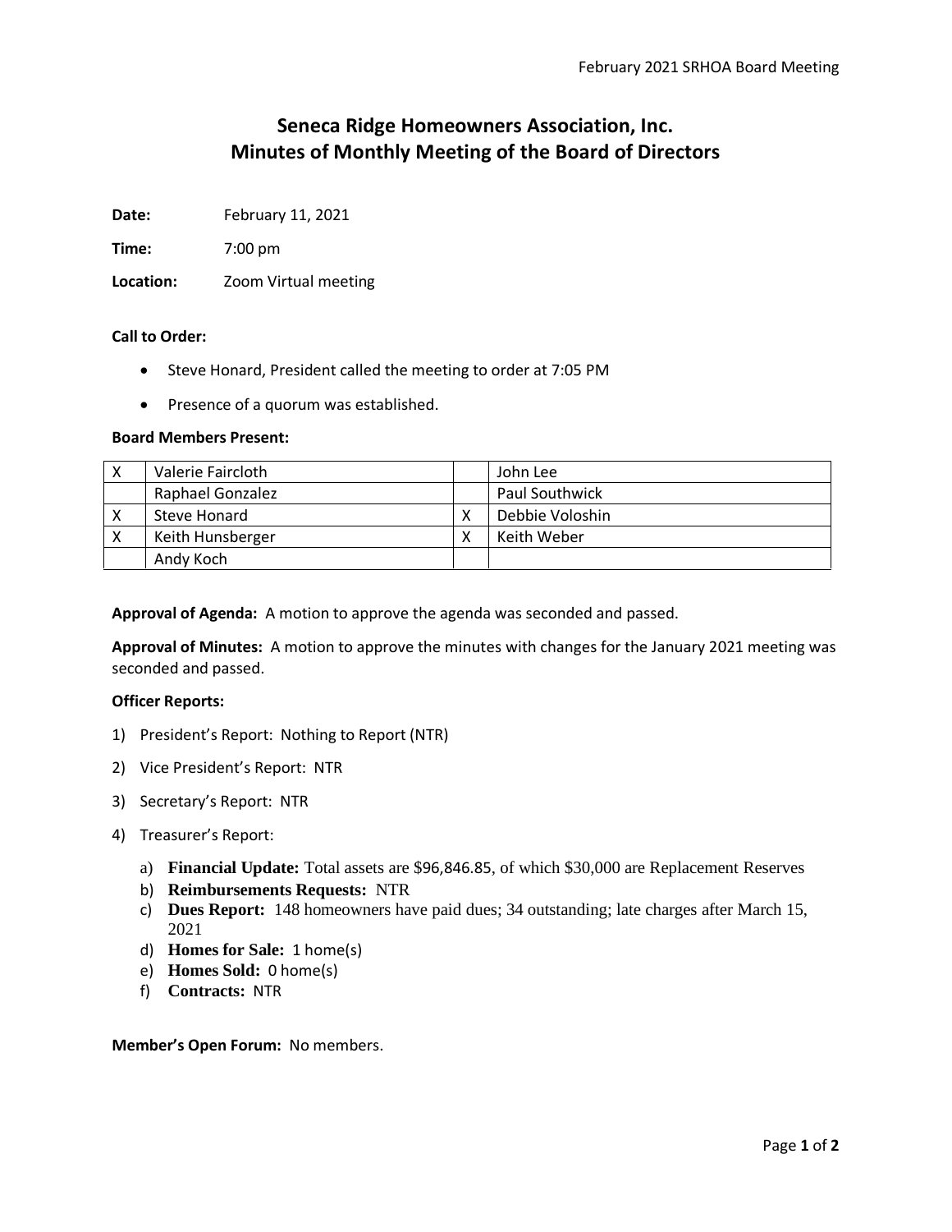# Seneca Ridge Homeowners Association, Inc.
# Minutes of Monthly Meeting of the Board of Directors

**Date:** February 11, 2021

**Time:** 7:00 pm

**Location:** Zoom Virtual meeting

**Call to Order:**

- Steve Honard, President called the meeting to order at 7:05 PM
- Presence of a quorum was established.

**Board Members Present:**

| | | | |
|---|---|---|---|
| X | Valerie Faircloth | | John Lee |
| | Raphael Gonzalez | | Paul Southwick |
| X | Steve Honard | X | Debbie Voloshin |
| X | Keith Hunsberger | X | Keith Weber |
| | Andy Koch | | |

**Approval of Agenda:** A motion to approve the agenda was seconded and passed.

**Approval of Minutes:** A motion to approve the minutes with changes for the January 2021 meeting was seconded and passed.

**Officer Reports:**

1) President's Report: Nothing to Report (NTR)
2) Vice President's Report: NTR
3) Secretary's Report: NTR
4) Treasurer's Report:
   a) **Financial Update:** Total assets are $96,846.85, of which $30,000 are Replacement Reserves
   b) **Reimbursements Requests:** NTR
   c) **Dues Report:** 148 homeowners have paid dues; 34 outstanding; late charges after March 15, 2021
   d) **Homes for Sale:** 1 home(s)
   e) **Homes Sold:** 0 home(s)
   f) **Contracts:** NTR

**Member's Open Forum:** No members.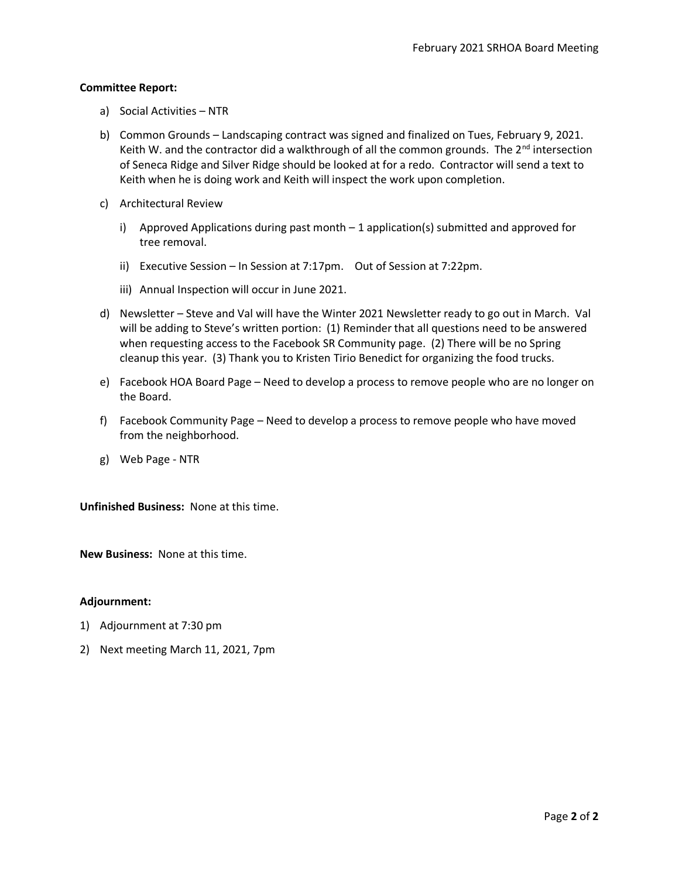**Committee Report:**

a) Social Activities – NTR

b) Common Grounds – Landscaping contract was signed and finalized on Tues, February 9, 2021. Keith W. and the contractor did a walkthrough of all the common grounds. The 2nd intersection of Seneca Ridge and Silver Ridge should be looked at for a redo. Contractor will send a text to Keith when he is doing work and Keith will inspect the work upon completion.

c) Architectural Review

   i) Approved Applications during past month – 1 application(s) submitted and approved for tree removal.

   ii) Executive Session – In Session at 7:17pm. Out of Session at 7:22pm.

   iii) Annual Inspection will occur in June 2021.

d) Newsletter – Steve and Val will have the Winter 2021 Newsletter ready to go out in March. Val will be adding to Steve's written portion: (1) Reminder that all questions need to be answered when requesting access to the Facebook SR Community page. (2) There will be no Spring cleanup this year. (3) Thank you to Kristen Tirio Benedict for organizing the food trucks.

e) Facebook HOA Board Page – Need to develop a process to remove people who are no longer on the Board.

f) Facebook Community Page – Need to develop a process to remove people who have moved from the neighborhood.

g) Web Page - NTR

**Unfinished Business:** None at this time.

**New Business:** None at this time.

**Adjournment:**

1) Adjournment at 7:30 pm
2) Next meeting March 11, 2021, 7pm